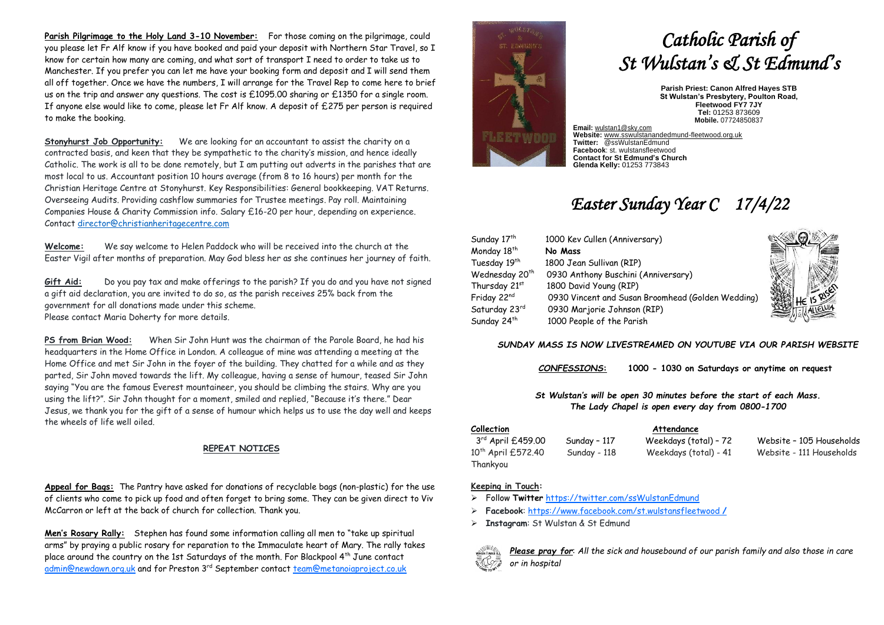**Parish Pilgrimage to the Holy Land 3-10 November:** For those coming on the pilgrimage, could you please let Fr Alf know if you have booked and paid your deposit with Northern Star Travel, so I know for certain how many are coming, and what sort of transport I need to order to take us to Manchester. If you prefer you can let me have your booking form and deposit and I will send them all off together. Once we have the numbers, I will arrange for the Travel Rep to come here to brief us on the trip and answer any questions. The cost is £1095.00 sharing or £1350 for a single room. If anyone else would like to come, please let Fr Alf know. A deposit of £275 per person is required to make the booking.

**Stonyhurst Job Opportunity:** We are looking for an accountant to assist the charity on a contracted basis, and keen that they be sympathetic to the charity's mission, and hence ideally Catholic. The work is all to be done remotely, but I am putting out adverts in the parishes that are most local to us. Accountant position 10 hours average (from 8 to 16 hours) per month for the Christian Heritage Centre at Stonyhurst. Key Responsibilities: General bookkeeping. VAT Returns. Overseeing Audits. Providing cashflow summaries for Trustee meetings. Pay roll. Maintaining Companies House & Charity Commission info. Salary £16-20 per hour, depending on experience. Contact director@christianheritagecentre.com

**Welcome:** We say welcome to Helen Paddock who will be received into the church at the Easter Vigil after months of preparation. May God bless her as she continues her journey of faith.

**Gift Aid:** Do you pay tax and make offerings to the parish? If you do and you have not signed a gift aid declaration, you are invited to do so, as the parish receives 25% back from the government for all donations made under this scheme.
Please contact Maria Doherty for more details.

**PS from Brian Wood:** When Sir John Hunt was the chairman of the Parole Board, he had his headquarters in the Home Office in London. A colleague of mine was attending a meeting at the Home Office and met Sir John in the foyer of the building. They chatted for a while and as they parted, Sir John moved towards the lift. My colleague, having a sense of humour, teased Sir John saying "You are the famous Everest mountaineer, you should be climbing the stairs. Why are you using the lift?". Sir John thought for a moment, smiled and replied, "Because it's there." Dear Jesus, we thank you for the gift of a sense of humour which helps us to use the day well and keeps the wheels of life well oiled.

## REPEAT NOTICES

**Appeal for Bags:** The Pantry have asked for donations of recyclable bags (non-plastic) for the use of clients who come to pick up food and often forget to bring some. They can be given direct to Viv McCarron or left at the back of church for collection. Thank you.

**Men's Rosary Rally:** Stephen has found some information calling all men to "take up spiritual arms" by praying a public rosary for reparation to the Immaculate heart of Mary. The rally takes place around the country on the 1st Saturdays of the month. For Blackpool 4th June contact admin@newdawn.org.uk and for Preston 3rd September contact team@metanoiaproject.co.uk

# *Catholic Parish of St Wulstan's & St Edmund's*

**Parish Priest: Canon Alfred Hayes STB**
**St Wulstan's Presbytery, Poulton Road,**
**Fleetwood FY7 7JY**
**Tel:** 01253 873609
**Mobile.** 07724850837

**Email:** wulstan1@sky.com
**Website:** www.sswulstanandedmund-fleetwood.org.uk
**Twitter:** @ssWulstanEdmund
**Facebook**: st. wulstansfleetwood
**Contact for St Edmund's Church**
**Glenda Kelly:** 01253 773843

# *Easter Sunday Year C 17/4/22*

| | |
|---|---|
| Sunday 17th | 1000 Kev Cullen (Anniversary) |
| Monday 18th | **No Mass** |
| Tuesday 19th | 1800 Jean Sullivan (RIP) |
| Wednesday 20th | 0930 Anthony Buschini (Anniversary) |
| Thursday 21st | 1800 David Young (RIP) |
| Friday 22nd | 0930 Vincent and Susan Broomhead (Golden Wedding) |
| Saturday 23rd | 0930 Marjorie Johnson (RIP) |
| Sunday 24th | 1000 People of the Parish |

***SUNDAY MASS IS NOW LIVESTREAMED ON YOUTUBE VIA OUR PARISH WEBSITE***

***CONFESSIONS:*** **1000 - 1030 on Saturdays or anytime on request**

***St Wulstan's will be open 30 minutes before the start of each Mass.***
***The Lady Chapel is open every day from 0800-1700***

| **Collection** | | **Attendance** | |
|---|---|---|---|
| 3rd April £459.00 | Sunday – 117 | Weekdays (total) – 72 | Website – 105 Households |
| 10th April £572.40 | Sunday - 118 | Weekdays (total) - 41 | Website - 111 Households |

Thankyou

**Keeping in Touch:**

- Follow **Twitter** https://twitter.com/ssWulstanEdmund
- **Facebook**: https://www.facebook.com/st.wulstansfleetwood /
- **Instagram**: St Wulstan & St Edmund

***Please pray for***: *All the sick and housebound of our parish family and also those in care or in hospital*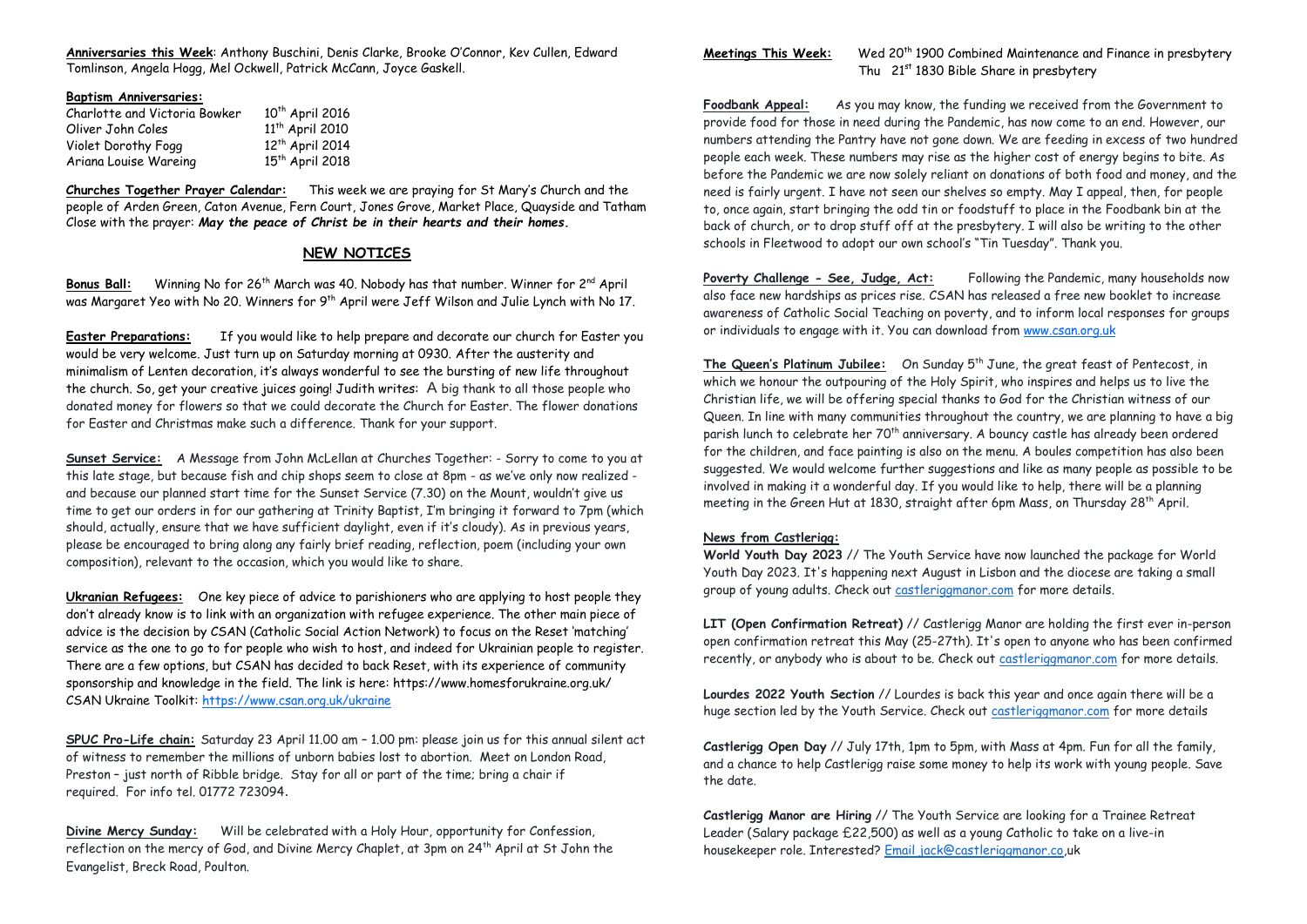**Anniversaries this Week**: Anthony Buschini, Denis Clarke, Brooke O'Connor, Kev Cullen, Edward Tomlinson, Angela Hogg, Mel Ockwell, Patrick McCann, Joyce Gaskell.

**Baptism Anniversaries:**

| | |
|---|---|
| Charlotte and Victoria Bowker | 10th April 2016 |
| Oliver John Coles | 11th April 2010 |
| Violet Dorothy Fogg | 12th April 2014 |
| Ariana Louise Wareing | 15th April 2018 |

**Churches Together Prayer Calendar:** This week we are praying for St Mary's Church and the people of Arden Green, Caton Avenue, Fern Court, Jones Grove, Market Place, Quayside and Tatham Close with the prayer: ***May the peace of Christ be in their hearts and their homes.***

## NEW NOTICES

**Bonus Ball:** Winning No for 26th March was 40. Nobody has that number. Winner for 2nd April was Margaret Yeo with No 20. Winners for 9th April were Jeff Wilson and Julie Lynch with No 17.

**Easter Preparations:** If you would like to help prepare and decorate our church for Easter you would be very welcome. Just turn up on Saturday morning at 0930. After the austerity and minimalism of Lenten decoration, it's always wonderful to see the bursting of new life throughout the church. So, get your creative juices going! Judith writes: A big thank to all those people who donated money for flowers so that we could decorate the Church for Easter. The flower donations for Easter and Christmas make such a difference. Thank for your support.

**Sunset Service:** A Message from John McLellan at Churches Together: - Sorry to come to you at this late stage, but because fish and chip shops seem to close at 8pm - as we've only now realized - and because our planned start time for the Sunset Service (7.30) on the Mount, wouldn't give us time to get our orders in for our gathering at Trinity Baptist, I'm bringing it forward to 7pm (which should, actually, ensure that we have sufficient daylight, even if it's cloudy). As in previous years, please be encouraged to bring along any fairly brief reading, reflection, poem (including your own composition), relevant to the occasion, which you would like to share.

**Ukranian Refugees:** One key piece of advice to parishioners who are applying to host people they don't already know is to link with an organization with refugee experience. The other main piece of advice is the decision by CSAN (Catholic Social Action Network) to focus on the Reset 'matching' service as the one to go to for people who wish to host, and indeed for Ukrainian people to register. There are a few options, but CSAN has decided to back Reset, with its experience of community sponsorship and knowledge in the field. The link is here: https://www.homesforukraine.org.uk/ CSAN Ukraine Toolkit: https://www.csan.org.uk/ukraine

**SPUC Pro-Life chain:** Saturday 23 April 11.00 am – 1.00 pm: please join us for this annual silent act of witness to remember the millions of unborn babies lost to abortion. Meet on London Road, Preston – just north of Ribble bridge. Stay for all or part of the time; bring a chair if required. For info tel. 01772 723094.

**Divine Mercy Sunday:** Will be celebrated with a Holy Hour, opportunity for Confession, reflection on the mercy of God, and Divine Mercy Chaplet, at 3pm on 24th April at St John the Evangelist, Breck Road, Poulton.

**Meetings This Week:** Wed 20th 1900 Combined Maintenance and Finance in presbytery
Thu 21st 1830 Bible Share in presbytery

**Foodbank Appeal:** As you may know, the funding we received from the Government to provide food for those in need during the Pandemic, has now come to an end. However, our numbers attending the Pantry have not gone down. We are feeding in excess of two hundred people each week. These numbers may rise as the higher cost of energy begins to bite. As before the Pandemic we are now solely reliant on donations of both food and money, and the need is fairly urgent. I have not seen our shelves so empty. May I appeal, then, for people to, once again, start bringing the odd tin or foodstuff to place in the Foodbank bin at the back of church, or to drop stuff off at the presbytery. I will also be writing to the other schools in Fleetwood to adopt our own school's "Tin Tuesday". Thank you.

**Poverty Challenge - See, Judge, Act:** Following the Pandemic, many households now also face new hardships as prices rise. CSAN has released a free new booklet to increase awareness of Catholic Social Teaching on poverty, and to inform local responses for groups or individuals to engage with it. You can download from www.csan.org.uk

**The Queen's Platinum Jubilee:** On Sunday 5th June, the great feast of Pentecost, in which we honour the outpouring of the Holy Spirit, who inspires and helps us to live the Christian life, we will be offering special thanks to God for the Christian witness of our Queen. In line with many communities throughout the country, we are planning to have a big parish lunch to celebrate her 70th anniversary. A bouncy castle has already been ordered for the children, and face painting is also on the menu. A boules competition has also been suggested. We would welcome further suggestions and like as many people as possible to be involved in making it a wonderful day. If you would like to help, there will be a planning meeting in the Green Hut at 1830, straight after 6pm Mass, on Thursday 28th April.

**News from Castlerigg:**

**World Youth Day 2023** // The Youth Service have now launched the package for World Youth Day 2023. It's happening next August in Lisbon and the diocese are taking a small group of young adults. Check out castleriggmanor.com for more details.

**LIT (Open Confirmation Retreat)** // Castlerigg Manor are holding the first ever in-person open confirmation retreat this May (25-27th). It's open to anyone who has been confirmed recently, or anybody who is about to be. Check out castleriggmanor.com for more details.

**Lourdes 2022 Youth Section** // Lourdes is back this year and once again there will be a huge section led by the Youth Service. Check out castleriggmanor.com for more details

**Castlerigg Open Day** // July 17th, 1pm to 5pm, with Mass at 4pm. Fun for all the family, and a chance to help Castlerigg raise some money to help its work with young people. Save the date.

**Castlerigg Manor are Hiring** // The Youth Service are looking for a Trainee Retreat Leader (Salary package £22,500) as well as a young Catholic to take on a live-in housekeeper role. Interested? Email jack@castleriggmanor.co,uk